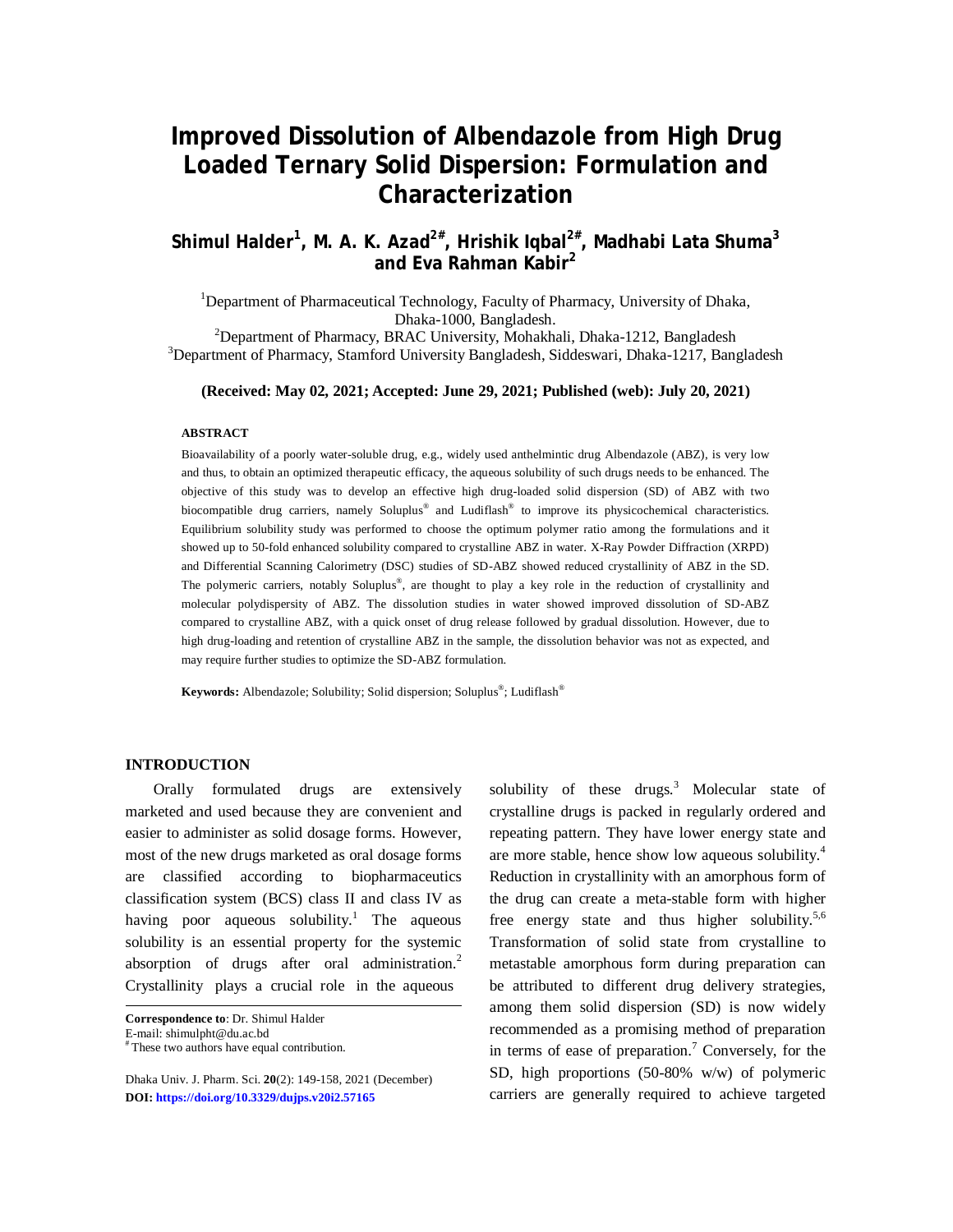# Improved Dissolution of Albendazole from High Drug Loaded Ternary Solid Dispersion: Formulation and Characterization

**Shimul Halder[1], M. A. K. Azad[2#], Hrishik Iqbal[2#], Madhabi Lata Shuma[3] and Eva Rahman Kabir[2]**

[1]Department of Pharmaceutical Technology, Faculty of Pharmacy, University of Dhaka, Dhaka-1000, Bangladesh.

[2]Department of Pharmacy, BRAC University, Mohakhali, Dhaka-1212, Bangladesh

[3]Department of Pharmacy, Stamford University Bangladesh, Siddeswari, Dhaka-1217, Bangladesh

**(Received: May 02, 2021; Accepted: June 29, 2021; Published (web): July 20, 2021)**

### ABSTRACT

Bioavailability of a poorly water-soluble drug, e.g., widely used anthelmintic drug Albendazole (ABZ), is very low and thus, to obtain an optimized therapeutic efficacy, the aqueous solubility of such drugs needs to be enhanced. The objective of this study was to develop an effective high drug-loaded solid dispersion (SD) of ABZ with two biocompatible drug carriers, namely Soluplus® and Ludiflash® to improve its physicochemical characteristics. Equilibrium solubility study was performed to choose the optimum polymer ratio among the formulations and it showed up to 50-fold enhanced solubility compared to crystalline ABZ in water. X-Ray Powder Diffraction (XRPD) and Differential Scanning Calorimetry (DSC) studies of SD-ABZ showed reduced crystallinity of ABZ in the SD. The polymeric carriers, notably Soluplus®, are thought to play a key role in the reduction of crystallinity and molecular polydispersity of ABZ. The dissolution studies in water showed improved dissolution of SD-ABZ compared to crystalline ABZ, with a quick onset of drug release followed by gradual dissolution. However, due to high drug-loading and retention of crystalline ABZ in the sample, the dissolution behavior was not as expected, and may require further studies to optimize the SD-ABZ formulation.

**Keywords:** Albendazole; Solubility; Solid dispersion; Soluplus®; Ludiflash®

## INTRODUCTION

Orally formulated drugs are extensively marketed and used because they are convenient and easier to administer as solid dosage forms. However, most of the new drugs marketed as oral dosage forms are classified according to biopharmaceutics classification system (BCS) class II and class IV as having poor aqueous solubility.[1] The aqueous solubility is an essential property for the systemic absorption of drugs after oral administration.[2] Crystallinity plays a crucial role in the aqueous solubility of these drugs.[3] Molecular state of crystalline drugs is packed in regularly ordered and repeating pattern. They have lower energy state and are more stable, hence show low aqueous solubility.[4] Reduction in crystallinity with an amorphous form of the drug can create a meta-stable form with higher free energy state and thus higher solubility.[5,6] Transformation of solid state from crystalline to metastable amorphous form during preparation can be attributed to different drug delivery strategies, among them solid dispersion (SD) is now widely recommended as a promising method of preparation in terms of ease of preparation.[7] Conversely, for the SD, high proportions (50-80% w/w) of polymeric carriers are generally required to achieve targeted

**Correspondence to**: Dr. Shimul Halder
E-mail: shimulpht@du.ac.bd
[#] These two authors have equal contribution.

Dhaka Univ. J. Pharm. Sci. **20**(2): 149-158, 2021 (December)
**DOI: https://doi.org/10.3329/dujps.v20i2.57165**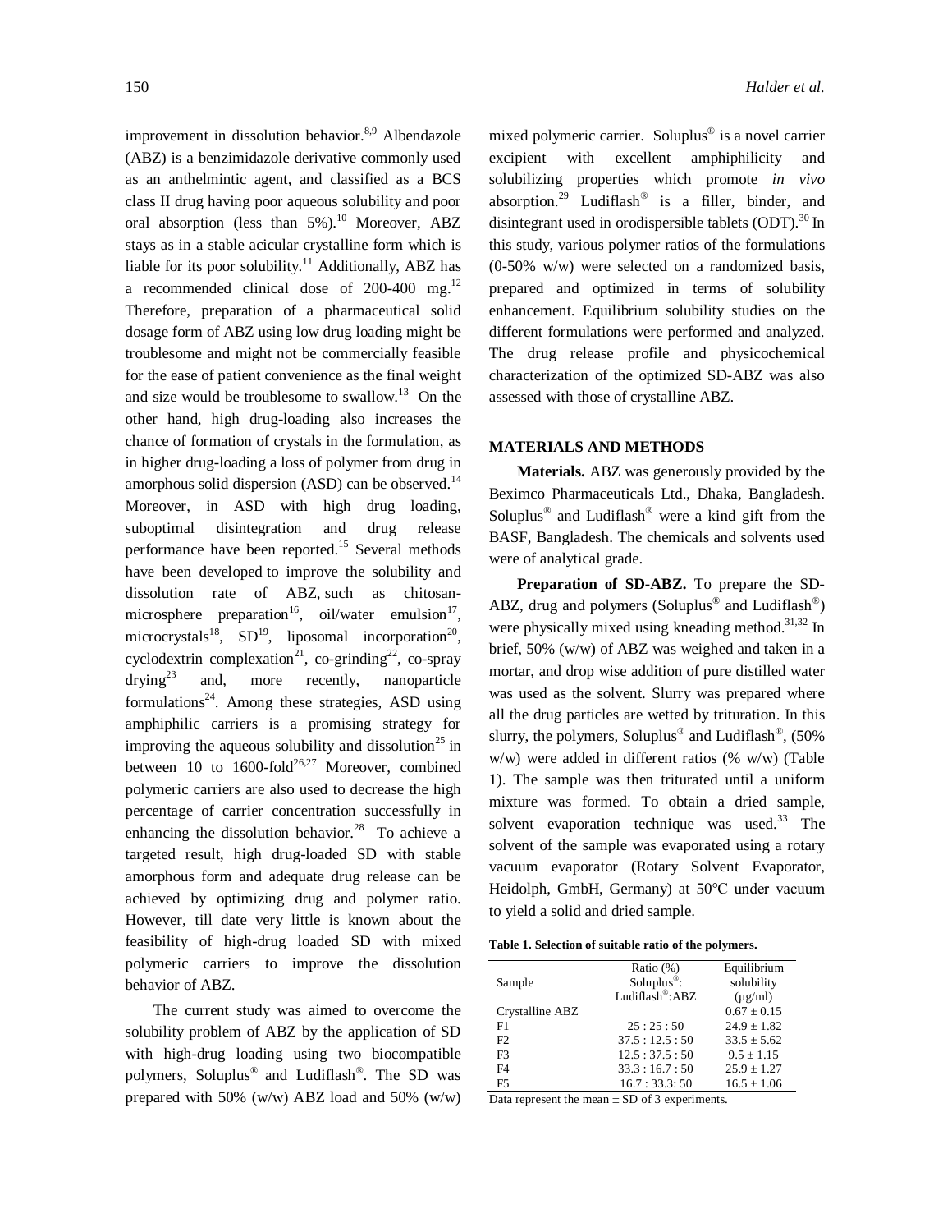improvement in dissolution behavior.[8,9] Albendazole (ABZ) is a benzimidazole derivative commonly used as an anthelmintic agent, and classified as a BCS class II drug having poor aqueous solubility and poor oral absorption (less than 5%).[10] Moreover, ABZ stays as in a stable acicular crystalline form which is liable for its poor solubility.[11] Additionally, ABZ has a recommended clinical dose of 200-400 mg.[12] Therefore, preparation of a pharmaceutical solid dosage form of ABZ using low drug loading might be troublesome and might not be commercially feasible for the ease of patient convenience as the final weight and size would be troublesome to swallow.[13] On the other hand, high drug-loading also increases the chance of formation of crystals in the formulation, as in higher drug-loading a loss of polymer from drug in amorphous solid dispersion (ASD) can be observed.[14] Moreover, in ASD with high drug loading, suboptimal disintegration and drug release performance have been reported.[15] Several methods have been developed to improve the solubility and dissolution rate of ABZ, such as chitosan-microsphere preparation[16], oil/water emulsion[17], microcrystals[18], SD[19], liposomal incorporation[20], cyclodextrin complexation[21], co-grinding[22], co-spray drying[23] and, more recently, nanoparticle formulations[24]. Among these strategies, ASD using amphiphilic carriers is a promising strategy for improving the aqueous solubility and dissolution[25] in between 10 to 1600-fold[26,27] Moreover, combined polymeric carriers are also used to decrease the high percentage of carrier concentration successfully in enhancing the dissolution behavior.[28] To achieve a targeted result, high drug-loaded SD with stable amorphous form and adequate drug release can be achieved by optimizing drug and polymer ratio. However, till date very little is known about the feasibility of high-drug loaded SD with mixed polymeric carriers to improve the dissolution behavior of ABZ.

The current study was aimed to overcome the solubility problem of ABZ by the application of SD with high-drug loading using two biocompatible polymers, Soluplus® and Ludiflash®. The SD was prepared with 50% (w/w) ABZ load and 50% (w/w) mixed polymeric carrier. Soluplus® is a novel carrier excipient with excellent amphiphilicity and solubilizing properties which promote *in vivo* absorption.[29] Ludiflash® is a filler, binder, and disintegrant used in orodispersible tablets (ODT).[30] In this study, various polymer ratios of the formulations (0-50% w/w) were selected on a randomized basis, prepared and optimized in terms of solubility enhancement. Equilibrium solubility studies on the different formulations were performed and analyzed. The drug release profile and physicochemical characterization of the optimized SD-ABZ was also assessed with those of crystalline ABZ.

## MATERIALS AND METHODS

**Materials.** ABZ was generously provided by the Beximco Pharmaceuticals Ltd., Dhaka, Bangladesh. Soluplus® and Ludiflash® were a kind gift from the BASF, Bangladesh. The chemicals and solvents used were of analytical grade.

**Preparation of SD-ABZ.** To prepare the SD-ABZ, drug and polymers (Soluplus® and Ludiflash®) were physically mixed using kneading method.[31,32] In brief, 50% (w/w) of ABZ was weighed and taken in a mortar, and drop wise addition of pure distilled water was used as the solvent. Slurry was prepared where all the drug particles are wetted by trituration. In this slurry, the polymers, Soluplus® and Ludiflash®, (50% w/w) were added in different ratios (% w/w) (Table 1). The sample was then triturated until a uniform mixture was formed. To obtain a dried sample, solvent evaporation technique was used.[33] The solvent of the sample was evaporated using a rotary vacuum evaporator (Rotary Solvent Evaporator, Heidolph, GmbH, Germany) at 50°C under vacuum to yield a solid and dried sample.

**Table 1. Selection of suitable ratio of the polymers.**

| Sample | Ratio (%) Soluplus®: Ludiflash®:ABZ | Equilibrium solubility (μg/ml) |
|---|---|---|
| Crystalline ABZ | | 0.67 ± 0.15 |
| F1 | 25 : 25 : 50 | 24.9 ± 1.82 |
| F2 | 37.5 : 12.5 : 50 | 33.5 ± 5.62 |
| F3 | 12.5 : 37.5 : 50 | 9.5 ± 1.15 |
| F4 | 33.3 : 16.7 : 50 | 25.9 ± 1.27 |
| F5 | 16.7 : 33.3: 50 | 16.5 ± 1.06 |

Data represent the mean ± SD of 3 experiments.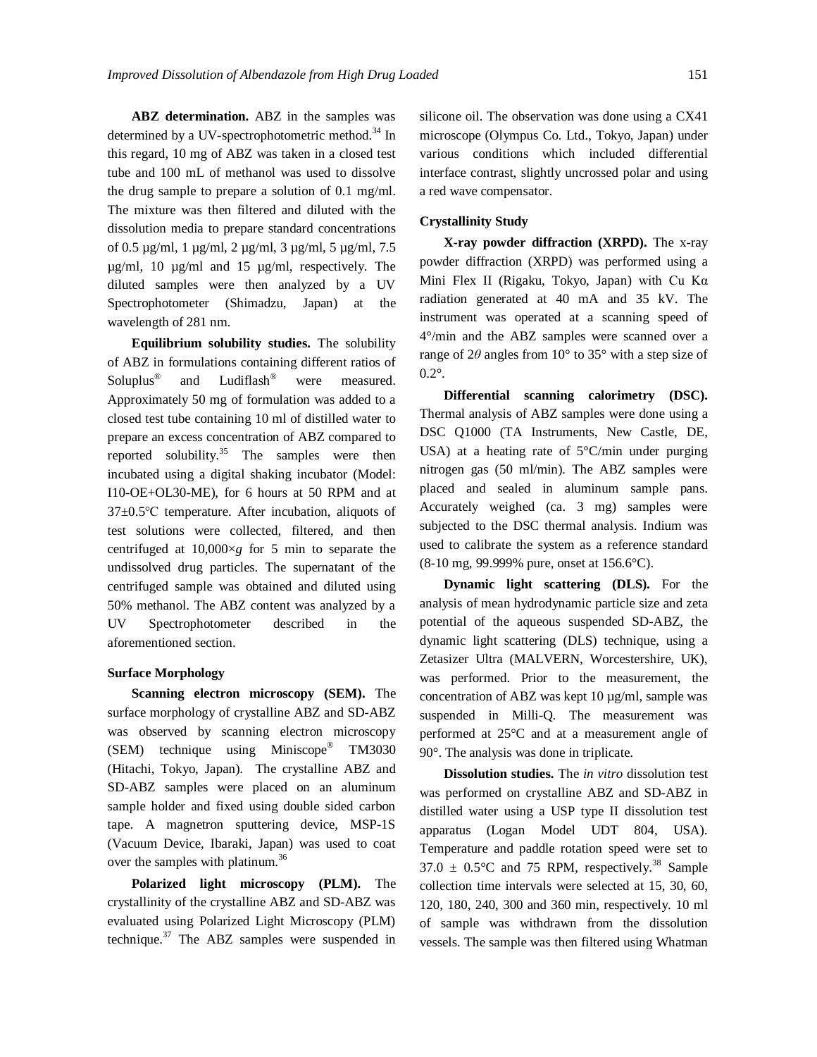**ABZ determination.** ABZ in the samples was determined by a UV-spectrophotometric method.[34] In this regard, 10 mg of ABZ was taken in a closed test tube and 100 mL of methanol was used to dissolve the drug sample to prepare a solution of 0.1 mg/ml. The mixture was then filtered and diluted with the dissolution media to prepare standard concentrations of 0.5 µg/ml, 1 µg/ml, 2 µg/ml, 3 µg/ml, 5 µg/ml, 7.5 µg/ml, 10 µg/ml and 15 µg/ml, respectively. The diluted samples were then analyzed by a UV Spectrophotometer (Shimadzu, Japan) at the wavelength of 281 nm.

**Equilibrium solubility studies.** The solubility of ABZ in formulations containing different ratios of Soluplus® and Ludiflash® were measured. Approximately 50 mg of formulation was added to a closed test tube containing 10 ml of distilled water to prepare an excess concentration of ABZ compared to reported solubility.[35] The samples were then incubated using a digital shaking incubator (Model: I10-OE+OL30-ME), for 6 hours at 50 RPM and at 37±0.5°C temperature. After incubation, aliquots of test solutions were collected, filtered, and then centrifuged at 10,000×*g* for 5 min to separate the undissolved drug particles. The supernatant of the centrifuged sample was obtained and diluted using 50% methanol. The ABZ content was analyzed by a UV Spectrophotometer described in the aforementioned section.

### Surface Morphology

**Scanning electron microscopy (SEM).** The surface morphology of crystalline ABZ and SD-ABZ was observed by scanning electron microscopy (SEM) technique using Miniscope® TM3030 (Hitachi, Tokyo, Japan). The crystalline ABZ and SD-ABZ samples were placed on an aluminum sample holder and fixed using double sided carbon tape. A magnetron sputtering device, MSP-1S (Vacuum Device, Ibaraki, Japan) was used to coat over the samples with platinum.[36]

**Polarized light microscopy (PLM).** The crystallinity of the crystalline ABZ and SD-ABZ was evaluated using Polarized Light Microscopy (PLM) technique.[37] The ABZ samples were suspended in silicone oil. The observation was done using a CX41 microscope (Olympus Co. Ltd., Tokyo, Japan) under various conditions which included differential interface contrast, slightly uncrossed polar and using a red wave compensator.

### Crystallinity Study

**X-ray powder diffraction (XRPD).** The x-ray powder diffraction (XRPD) was performed using a Mini Flex II (Rigaku, Tokyo, Japan) with Cu Kα radiation generated at 40 mA and 35 kV. The instrument was operated at a scanning speed of 4°/min and the ABZ samples were scanned over a range of $2\theta$ angles from 10° to 35° with a step size of 0.2°.

**Differential scanning calorimetry (DSC).** Thermal analysis of ABZ samples were done using a DSC Q1000 (TA Instruments, New Castle, DE, USA) at a heating rate of 5°C/min under purging nitrogen gas (50 ml/min). The ABZ samples were placed and sealed in aluminum sample pans. Accurately weighed (ca. 3 mg) samples were subjected to the DSC thermal analysis. Indium was used to calibrate the system as a reference standard (8-10 mg, 99.999% pure, onset at 156.6°C).

**Dynamic light scattering (DLS).** For the analysis of mean hydrodynamic particle size and zeta potential of the aqueous suspended SD-ABZ, the dynamic light scattering (DLS) technique, using a Zetasizer Ultra (MALVERN, Worcestershire, UK), was performed. Prior to the measurement, the concentration of ABZ was kept 10 µg/ml, sample was suspended in Milli-Q. The measurement was performed at 25°C and at a measurement angle of 90°. The analysis was done in triplicate.

**Dissolution studies.** The *in vitro* dissolution test was performed on crystalline ABZ and SD-ABZ in distilled water using a USP type II dissolution test apparatus (Logan Model UDT 804, USA). Temperature and paddle rotation speed were set to 37.0 ± 0.5°C and 75 RPM, respectively.[38] Sample collection time intervals were selected at 15, 30, 60, 120, 180, 240, 300 and 360 min, respectively. 10 ml of sample was withdrawn from the dissolution vessels. The sample was then filtered using Whatman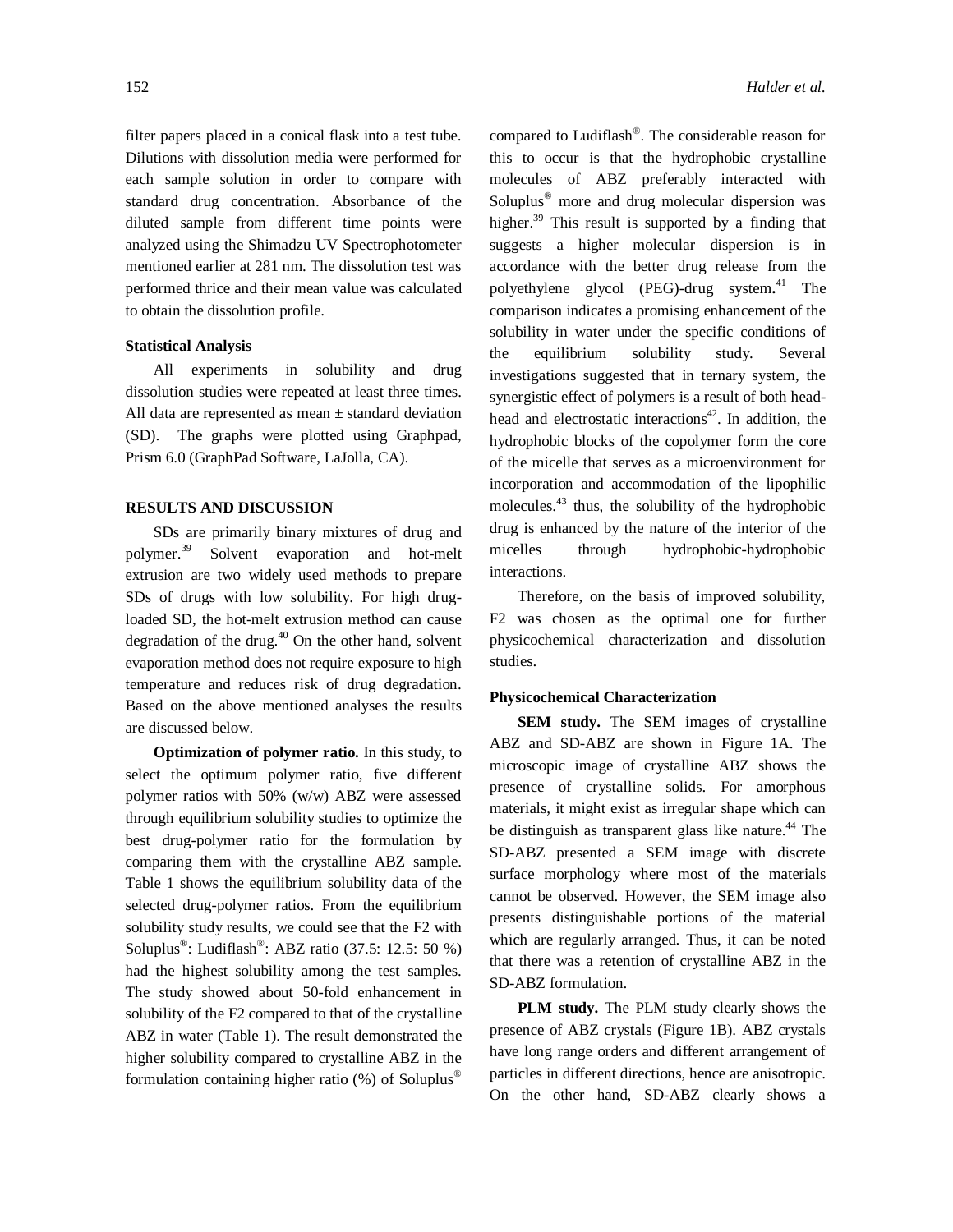filter papers placed in a conical flask into a test tube. Dilutions with dissolution media were performed for each sample solution in order to compare with standard drug concentration. Absorbance of the diluted sample from different time points were analyzed using the Shimadzu UV Spectrophotometer mentioned earlier at 281 nm. The dissolution test was performed thrice and their mean value was calculated to obtain the dissolution profile.

**Statistical Analysis**

All experiments in solubility and drug dissolution studies were repeated at least three times. All data are represented as mean ± standard deviation (SD). The graphs were plotted using Graphpad, Prism 6.0 (GraphPad Software, LaJolla, CA).

## RESULTS AND DISCUSSION

SDs are primarily binary mixtures of drug and polymer.[39] Solvent evaporation and hot-melt extrusion are two widely used methods to prepare SDs of drugs with low solubility. For high drug-loaded SD, the hot-melt extrusion method can cause degradation of the drug.[40] On the other hand, solvent evaporation method does not require exposure to high temperature and reduces risk of drug degradation. Based on the above mentioned analyses the results are discussed below.

**Optimization of polymer ratio.** In this study, to select the optimum polymer ratio, five different polymer ratios with 50% (w/w) ABZ were assessed through equilibrium solubility studies to optimize the best drug-polymer ratio for the formulation by comparing them with the crystalline ABZ sample. Table 1 shows the equilibrium solubility data of the selected drug-polymer ratios. From the equilibrium solubility study results, we could see that the F2 with Soluplus®: Ludiflash®: ABZ ratio (37.5: 12.5: 50 %) had the highest solubility among the test samples. The study showed about 50-fold enhancement in solubility of the F2 compared to that of the crystalline ABZ in water (Table 1). The result demonstrated the higher solubility compared to crystalline ABZ in the formulation containing higher ratio (%) of Soluplus® compared to Ludiflash®. The considerable reason for this to occur is that the hydrophobic crystalline molecules of ABZ preferably interacted with Soluplus® more and drug molecular dispersion was higher.[39] This result is supported by a finding that suggests a higher molecular dispersion is in accordance with the better drug release from the polyethylene glycol (PEG)-drug system.[41] The comparison indicates a promising enhancement of the solubility in water under the specific conditions of the equilibrium solubility study. Several investigations suggested that in ternary system, the synergistic effect of polymers is a result of both head-head and electrostatic interactions[42]. In addition, the hydrophobic blocks of the copolymer form the core of the micelle that serves as a microenvironment for incorporation and accommodation of the lipophilic molecules.[43] thus, the solubility of the hydrophobic drug is enhanced by the nature of the interior of the micelles through hydrophobic-hydrophobic interactions.

Therefore, on the basis of improved solubility, F2 was chosen as the optimal one for further physicochemical characterization and dissolution studies.

**Physicochemical Characterization**

**SEM study.** The SEM images of crystalline ABZ and SD-ABZ are shown in Figure 1A. The microscopic image of crystalline ABZ shows the presence of crystalline solids. For amorphous materials, it might exist as irregular shape which can be distinguish as transparent glass like nature.[44] The SD-ABZ presented a SEM image with discrete surface morphology where most of the materials cannot be observed. However, the SEM image also presents distinguishable portions of the material which are regularly arranged. Thus, it can be noted that there was a retention of crystalline ABZ in the SD-ABZ formulation.

**PLM study.** The PLM study clearly shows the presence of ABZ crystals (Figure 1B). ABZ crystals have long range orders and different arrangement of particles in different directions, hence are anisotropic. On the other hand, SD-ABZ clearly shows a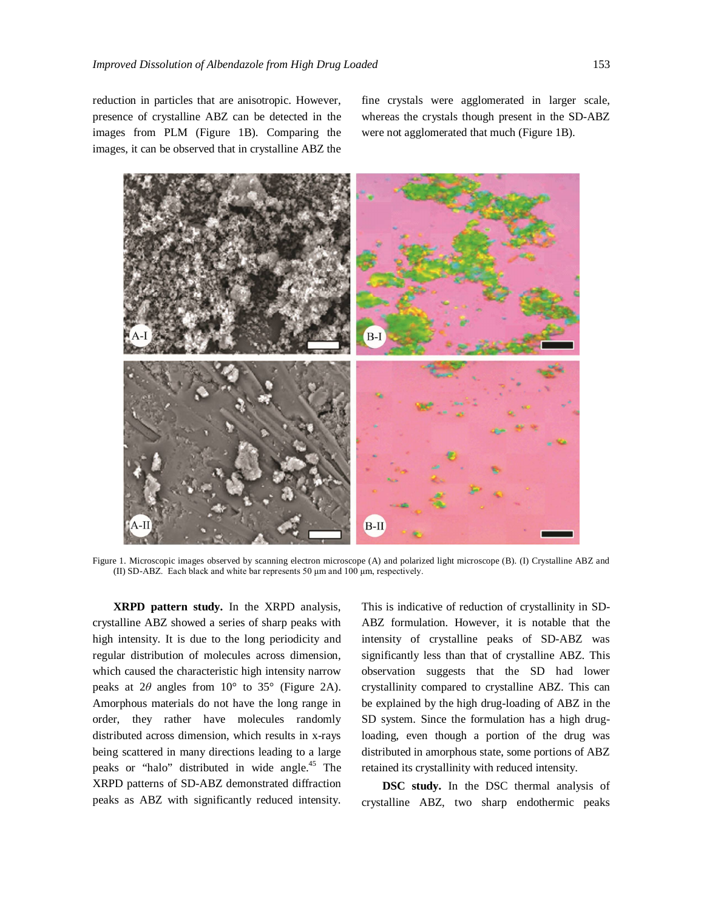reduction in particles that are anisotropic. However, presence of crystalline ABZ can be detected in the images from PLM (Figure 1B). Comparing the images, it can be observed that in crystalline ABZ the fine crystals were agglomerated in larger scale, whereas the crystals though present in the SD-ABZ were not agglomerated that much (Figure 1B).

Figure 1. Microscopic images observed by scanning electron microscope (A) and polarized light microscope (B). (I) Crystalline ABZ and (II) SD-ABZ. Each black and white bar represents 50 μm and 100 μm, respectively.

**XRPD pattern study.** In the XRPD analysis, crystalline ABZ showed a series of sharp peaks with high intensity. It is due to the long periodicity and regular distribution of molecules across dimension, which caused the characteristic high intensity narrow peaks at $2\theta$ angles from 10° to 35° (Figure 2A). Amorphous materials do not have the long range in order, they rather have molecules randomly distributed across dimension, which results in x-rays being scattered in many directions leading to a large peaks or "halo" distributed in wide angle.[45] The XRPD patterns of SD-ABZ demonstrated diffraction peaks as ABZ with significantly reduced intensity. This is indicative of reduction of crystallinity in SD-ABZ formulation. However, it is notable that the intensity of crystalline peaks of SD-ABZ was significantly less than that of crystalline ABZ. This observation suggests that the SD had lower crystallinity compared to crystalline ABZ. This can be explained by the high drug-loading of ABZ in the SD system. Since the formulation has a high drug-loading, even though a portion of the drug was distributed in amorphous state, some portions of ABZ retained its crystallinity with reduced intensity.

**DSC study.** In the DSC thermal analysis of crystalline ABZ, two sharp endothermic peaks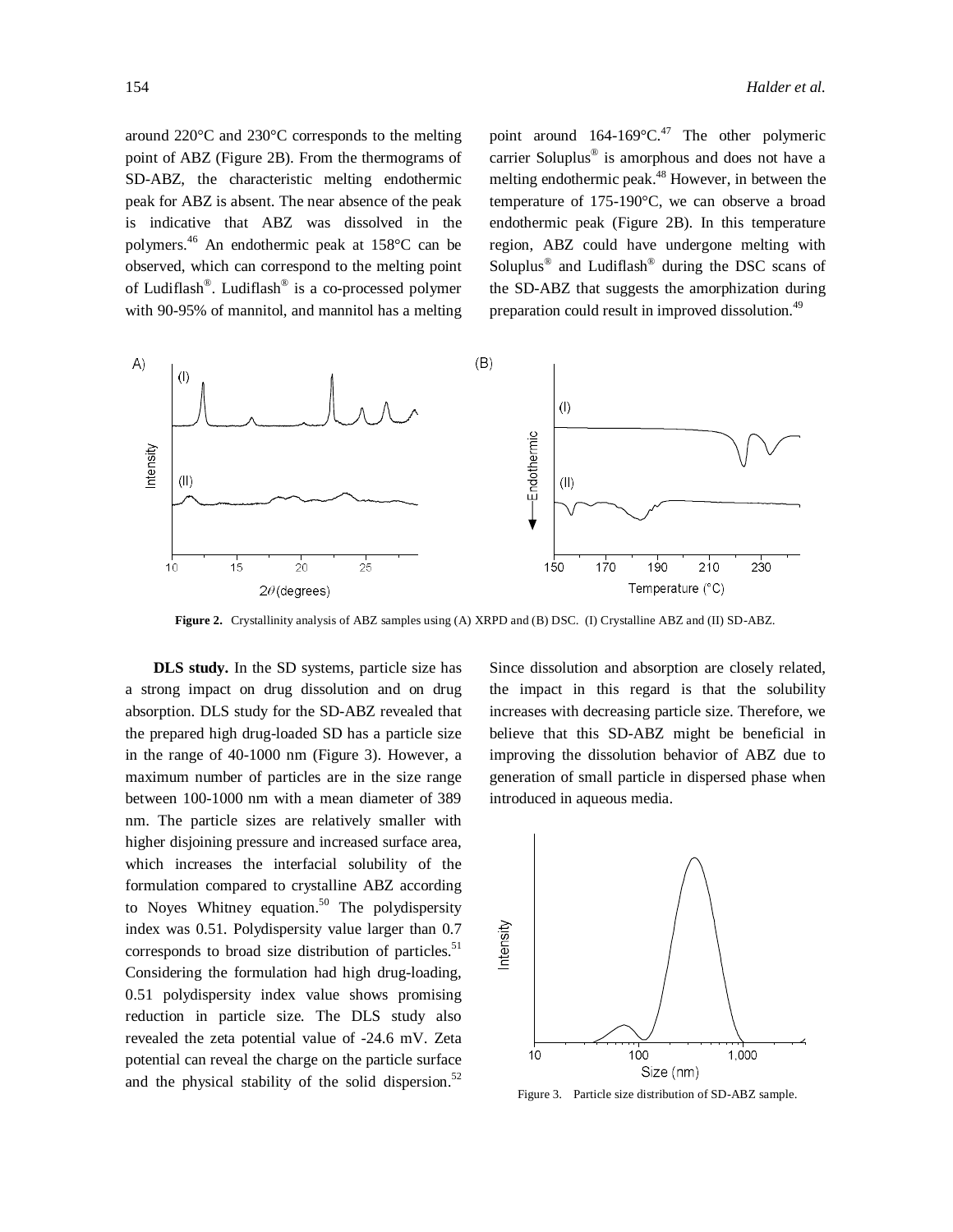around 220°C and 230°C corresponds to the melting point of ABZ (Figure 2B). From the thermograms of SD-ABZ, the characteristic melting endothermic peak for ABZ is absent. The near absence of the peak is indicative that ABZ was dissolved in the polymers.[46] An endothermic peak at 158°C can be observed, which can correspond to the melting point of Ludiflash®. Ludiflash® is a co-processed polymer with 90-95% of mannitol, and mannitol has a melting point around 164-169°C.[47] The other polymeric carrier Soluplus® is amorphous and does not have a melting endothermic peak.[48] However, in between the temperature of 175-190°C, we can observe a broad endothermic peak (Figure 2B). In this temperature region, ABZ could have undergone melting with Soluplus® and Ludiflash® during the DSC scans of the SD-ABZ that suggests the amorphization during preparation could result in improved dissolution.[49]

**Figure 2.** Crystallinity analysis of ABZ samples using (A) XRPD and (B) DSC. (I) Crystalline ABZ and (II) SD-ABZ.

**DLS study.** In the SD systems, particle size has a strong impact on drug dissolution and on drug absorption. DLS study for the SD-ABZ revealed that the prepared high drug-loaded SD has a particle size in the range of 40-1000 nm (Figure 3). However, a maximum number of particles are in the size range between 100-1000 nm with a mean diameter of 389 nm. The particle sizes are relatively smaller with higher disjoining pressure and increased surface area, which increases the interfacial solubility of the formulation compared to crystalline ABZ according to Noyes Whitney equation.[50] The polydispersity index was 0.51. Polydispersity value larger than 0.7 corresponds to broad size distribution of particles.[51] Considering the formulation had high drug-loading, 0.51 polydispersity index value shows promising reduction in particle size. The DLS study also revealed the zeta potential value of -24.6 mV. Zeta potential can reveal the charge on the particle surface and the physical stability of the solid dispersion.[52] Since dissolution and absorption are closely related, the impact in this regard is that the solubility increases with decreasing particle size. Therefore, we believe that this SD-ABZ might be beneficial in improving the dissolution behavior of ABZ due to generation of small particle in dispersed phase when introduced in aqueous media.

Figure 3. Particle size distribution of SD-ABZ sample.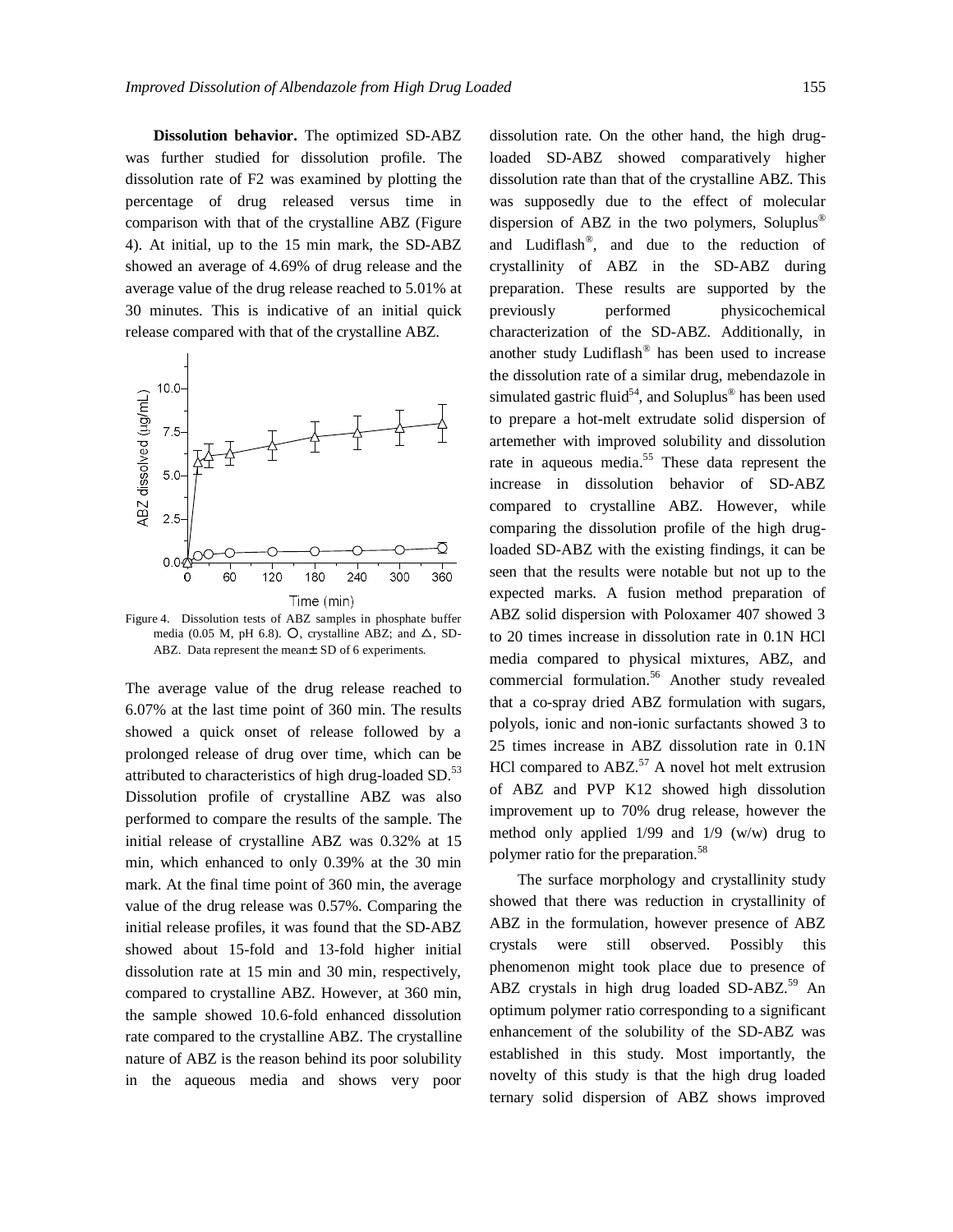**Dissolution behavior.** The optimized SD-ABZ was further studied for dissolution profile. The dissolution rate of F2 was examined by plotting the percentage of drug released versus time in comparison with that of the crystalline ABZ (Figure 4). At initial, up to the 15 min mark, the SD-ABZ showed an average of 4.69% of drug release and the average value of the drug release reached to 5.01% at 30 minutes. This is indicative of an initial quick release compared with that of the crystalline ABZ.

Figure 4. Dissolution tests of ABZ samples in phosphate buffer media (0.05 M, pH 6.8). ○, crystalline ABZ; and △, SD-ABZ. Data represent the mean± SD of 6 experiments.

The average value of the drug release reached to 6.07% at the last time point of 360 min. The results showed a quick onset of release followed by a prolonged release of drug over time, which can be attributed to characteristics of high drug-loaded SD.[53] Dissolution profile of crystalline ABZ was also performed to compare the results of the sample. The initial release of crystalline ABZ was 0.32% at 15 min, which enhanced to only 0.39% at the 30 min mark. At the final time point of 360 min, the average value of the drug release was 0.57%. Comparing the initial release profiles, it was found that the SD-ABZ showed about 15-fold and 13-fold higher initial dissolution rate at 15 min and 30 min, respectively, compared to crystalline ABZ. However, at 360 min, the sample showed 10.6-fold enhanced dissolution rate compared to the crystalline ABZ. The crystalline nature of ABZ is the reason behind its poor solubility in the aqueous media and shows very poor dissolution rate. On the other hand, the high drug-loaded SD-ABZ showed comparatively higher dissolution rate than that of the crystalline ABZ. This was supposedly due to the effect of molecular dispersion of ABZ in the two polymers, Soluplus® and Ludiflash®, and due to the reduction of crystallinity of ABZ in the SD-ABZ during preparation. These results are supported by the previously performed physicochemical characterization of the SD-ABZ. Additionally, in another study Ludiflash® has been used to increase the dissolution rate of a similar drug, mebendazole in simulated gastric fluid[54], and Soluplus® has been used to prepare a hot-melt extrudate solid dispersion of artemether with improved solubility and dissolution rate in aqueous media.[55] These data represent the increase in dissolution behavior of SD-ABZ compared to crystalline ABZ. However, while comparing the dissolution profile of the high drug-loaded SD-ABZ with the existing findings, it can be seen that the results were notable but not up to the expected marks. A fusion method preparation of ABZ solid dispersion with Poloxamer 407 showed 3 to 20 times increase in dissolution rate in 0.1N HCl media compared to physical mixtures, ABZ, and commercial formulation.[56] Another study revealed that a co-spray dried ABZ formulation with sugars, polyols, ionic and non-ionic surfactants showed 3 to 25 times increase in ABZ dissolution rate in 0.1N HCl compared to ABZ.[57] A novel hot melt extrusion of ABZ and PVP K12 showed high dissolution improvement up to 70% drug release, however the method only applied 1/99 and 1/9 (w/w) drug to polymer ratio for the preparation.[58]

The surface morphology and crystallinity study showed that there was reduction in crystallinity of ABZ in the formulation, however presence of ABZ crystals were still observed. Possibly this phenomenon might took place due to presence of ABZ crystals in high drug loaded SD-ABZ.[59] An optimum polymer ratio corresponding to a significant enhancement of the solubility of the SD-ABZ was established in this study. Most importantly, the novelty of this study is that the high drug loaded ternary solid dispersion of ABZ shows improved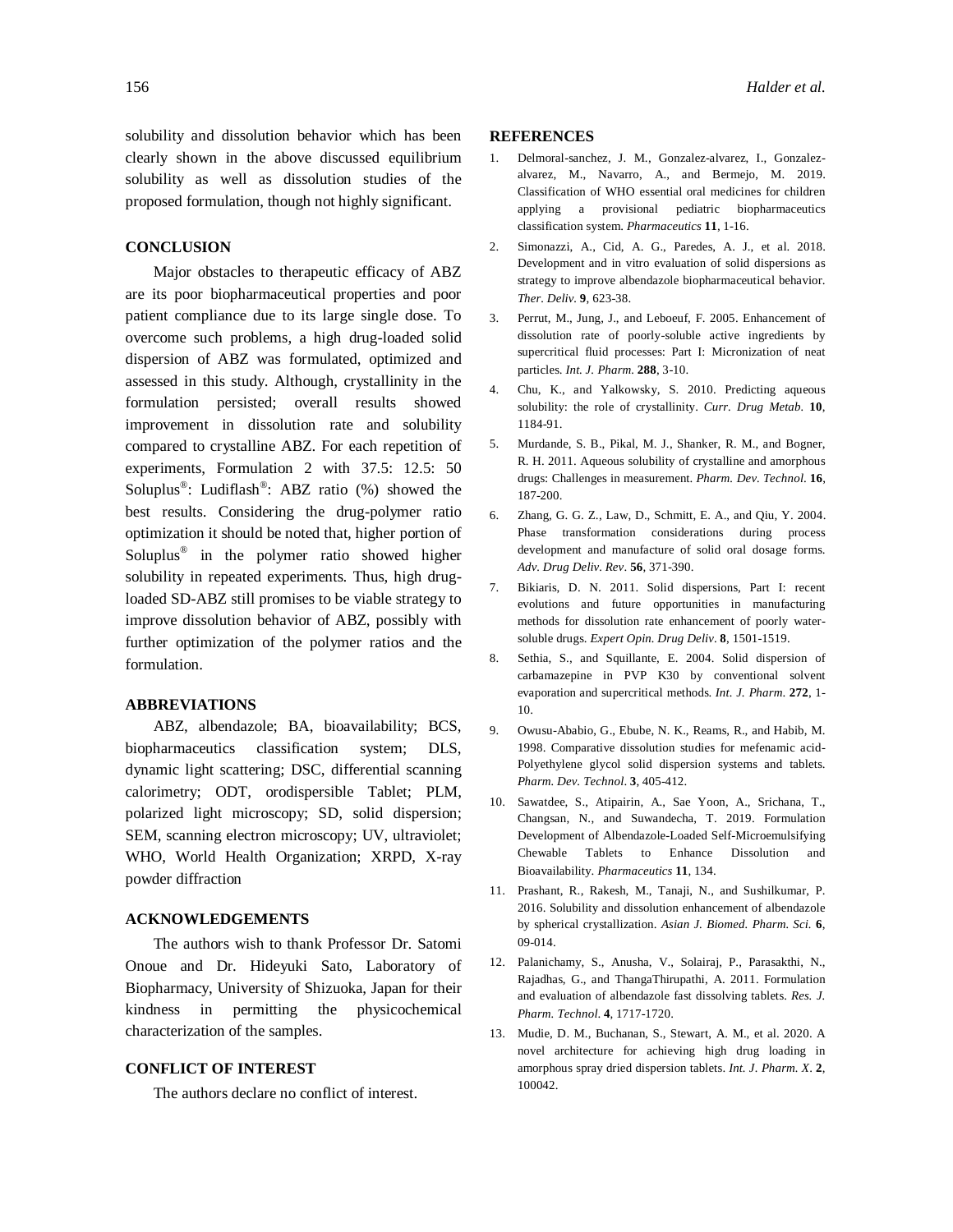solubility and dissolution behavior which has been clearly shown in the above discussed equilibrium solubility as well as dissolution studies of the proposed formulation, though not highly significant.

## CONCLUSION

Major obstacles to therapeutic efficacy of ABZ are its poor biopharmaceutical properties and poor patient compliance due to its large single dose. To overcome such problems, a high drug-loaded solid dispersion of ABZ was formulated, optimized and assessed in this study. Although, crystallinity in the formulation persisted; overall results showed improvement in dissolution rate and solubility compared to crystalline ABZ. For each repetition of experiments, Formulation 2 with 37.5: 12.5: 50 Soluplus®: Ludiflash®: ABZ ratio (%) showed the best results. Considering the drug-polymer ratio optimization it should be noted that, higher portion of Soluplus® in the polymer ratio showed higher solubility in repeated experiments. Thus, high drug-loaded SD-ABZ still promises to be viable strategy to improve dissolution behavior of ABZ, possibly with further optimization of the polymer ratios and the formulation.

## ABBREVIATIONS

ABZ, albendazole; BA, bioavailability; BCS, biopharmaceutics classification system; DLS, dynamic light scattering; DSC, differential scanning calorimetry; ODT, orodispersible Tablet; PLM, polarized light microscopy; SD, solid dispersion; SEM, scanning electron microscopy; UV, ultraviolet; WHO, World Health Organization; XRPD, X-ray powder diffraction

## ACKNOWLEDGEMENTS

The authors wish to thank Professor Dr. Satomi Onoue and Dr. Hideyuki Sato, Laboratory of Biopharmacy, University of Shizuoka, Japan for their kindness in permitting the physicochemical characterization of the samples.

## CONFLICT OF INTEREST

The authors declare no conflict of interest.

## REFERENCES

1. Delmoral-sanchez, J. M., Gonzalez-alvarez, I., Gonzalez-alvarez, M., Navarro, A., and Bermejo, M. 2019. Classification of WHO essential oral medicines for children applying a provisional pediatric biopharmaceutics classification system. *Pharmaceutics* **11**, 1-16.
2. Simonazzi, A., Cid, A. G., Paredes, A. J., et al. 2018. Development and in vitro evaluation of solid dispersions as strategy to improve albendazole biopharmaceutical behavior. *Ther. Deliv.* **9**, 623-38.
3. Perrut, M., Jung, J., and Leboeuf, F. 2005. Enhancement of dissolution rate of poorly-soluble active ingredients by supercritical fluid processes: Part I: Micronization of neat particles. *Int. J. Pharm.* **288**, 3-10.
4. Chu, K., and Yalkowsky, S. 2010. Predicting aqueous solubility: the role of crystallinity. *Curr. Drug Metab.* **10**, 1184-91.
5. Murdande, S. B., Pikal, M. J., Shanker, R. M., and Bogner, R. H. 2011. Aqueous solubility of crystalline and amorphous drugs: Challenges in measurement. *Pharm. Dev. Technol.* **16**, 187-200.
6. Zhang, G. G. Z., Law, D., Schmitt, E. A., and Qiu, Y. 2004. Phase transformation considerations during process development and manufacture of solid oral dosage forms. *Adv. Drug Deliv. Rev*. **56**, 371-390.
7. Bikiaris, D. N. 2011. Solid dispersions, Part I: recent evolutions and future opportunities in manufacturing methods for dissolution rate enhancement of poorly water-soluble drugs. *Expert Opin. Drug Deliv*. **8**, 1501-1519.
8. Sethia, S., and Squillante, E. 2004. Solid dispersion of carbamazepine in PVP K30 by conventional solvent evaporation and supercritical methods. *Int. J. Pharm.* **272**, 1-10.
9. Owusu-Ababio, G., Ebube, N. K., Reams, R., and Habib, M. 1998. Comparative dissolution studies for mefenamic acid-Polyethylene glycol solid dispersion systems and tablets. *Pharm. Dev. Technol*. **3**, 405-412.
10. Sawatdee, S., Atipairin, A., Sae Yoon, A., Srichana, T., Changsan, N., and Suwandecha, T. 2019. Formulation Development of Albendazole-Loaded Self-Microemulsifying Chewable Tablets to Enhance Dissolution and Bioavailability. *Pharmaceutics* **11**, 134.
11. Prashant, R., Rakesh, M., Tanaji, N., and Sushilkumar, P. 2016. Solubility and dissolution enhancement of albendazole by spherical crystallization. *Asian J. Biomed. Pharm. Sci.* **6**, 09-014.
12. Palanichamy, S., Anusha, V., Solairaj, P., Parasakthi, N., Rajadhas, G., and ThangaThirupathi, A. 2011. Formulation and evaluation of albendazole fast dissolving tablets. *Res. J. Pharm. Technol*. **4**, 1717-1720.
13. Mudie, D. M., Buchanan, S., Stewart, A. M., et al. 2020. A novel architecture for achieving high drug loading in amorphous spray dried dispersion tablets. *Int. J. Pharm. X*. **2**, 100042.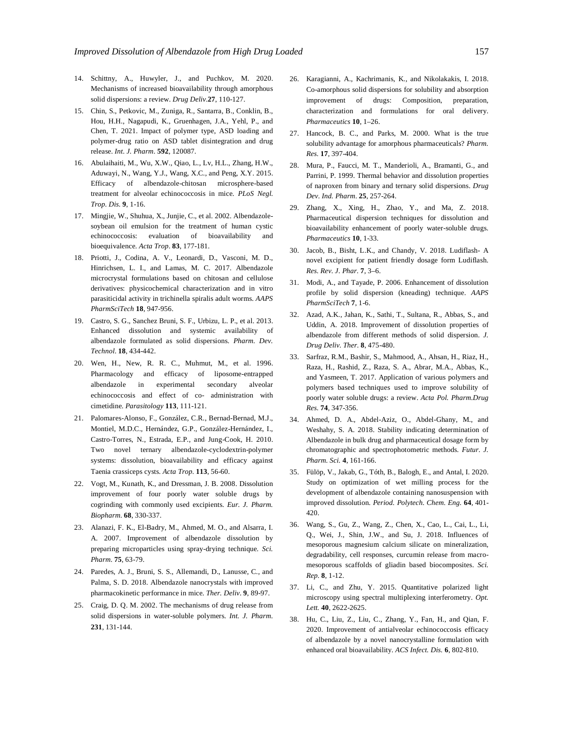14. Schittny, A., Huwyler, J., and Puchkov, M. 2020. Mechanisms of increased bioavailability through amorphous solid dispersions: a review. *Drug Deliv.*27, 110-127.
15. Chin, S., Petkovic, M., Zuniga, R., Santarra, B., Conklin, B., Hou, H.H., Nagapudi, K., Gruenhagen, J.A., Yehl, P., and Chen, T. 2021. Impact of polymer type, ASD loading and polymer-drug ratio on ASD tablet disintegration and drug release. *Int. J. Pharm*. **592**, 120087.
16. Abulaihaiti, M., Wu, X.W., Qiao, L., Lv, H.L., Zhang, H.W., Aduwayi, N., Wang, Y.J., Wang, X.C., and Peng, X.Y. 2015. Efficacy of albendazole-chitosan microsphere-based treatment for alveolar echinococcosis in mice. *PLoS Negl. Trop. Dis.* **9**, 1-16.
17. Mingjie, W., Shuhua, X., Junjie, C., et al. 2002. Albendazole-soybean oil emulsion for the treatment of human cystic echinococcosis: evaluation of bioavailability and bioequivalence. *Acta Trop*. **83**, 177-181.
18. Priotti, J., Codina, A. V., Leonardi, D., Vasconi, M. D., Hinrichsen, L. I., and Lamas, M. C. 2017. Albendazole microcrystal formulations based on chitosan and cellulose derivatives: physicochemical characterization and in vitro parasiticidal activity in trichinella spiralis adult worms. *AAPS PharmSciTech* **18**, 947-956.
19. Castro, S. G., Sanchez Bruni, S. F., Urbizu, L. P., et al. 2013. Enhanced dissolution and systemic availability of albendazole formulated as solid dispersions. *Pharm. Dev. Technol*. **18**, 434-442.
20. Wen, H., New, R. R. C., Muhmut, M., et al. 1996. Pharmacology and efficacy of liposome-entrapped albendazole in experimental secondary alveolar echinococcosis and effect of co- administration with cimetidine. *Parasitology* **113**, 111-121.
21. Palomares-Alonso, F., González, C.R., Bernad-Bernad, M.J., Montiel, M.D.C., Hernández, G.P., González-Hernández, I., Castro-Torres, N., Estrada, E.P., and Jung-Cook, H. 2010. Two novel ternary albendazole-cyclodextrin-polymer systems: dissolution, bioavailability and efficacy against Taenia crassiceps cysts. *Acta Trop.* **113**, 56-60.
22. Vogt, M., Kunath, K., and Dressman, J. B. 2008. Dissolution improvement of four poorly water soluble drugs by cogrinding with commonly used excipients. *Eur. J. Pharm. Biopharm*. **68**, 330-337.
23. Alanazi, F. K., El-Badry, M., Ahmed, M. O., and Alsarra, I. A. 2007. Improvement of albendazole dissolution by preparing microparticles using spray-drying technique. *Sci. Pharm*. **75**, 63-79.
24. Paredes, A. J., Bruni, S. S., Allemandi, D., Lanusse, C., and Palma, S. D. 2018. Albendazole nanocrystals with improved pharmacokinetic performance in mice. *Ther. Deliv*. **9**, 89-97.
25. Craig, D. Q. M. 2002. The mechanisms of drug release from solid dispersions in water-soluble polymers. *Int. J. Pharm.* **231**, 131-144.
26. Karagianni, A., Kachrimanis, K., and Nikolakakis, I. 2018. Co-amorphous solid dispersions for solubility and absorption improvement of drugs: Composition, preparation, characterization and formulations for oral delivery. *Pharmaceutics* **10**, 1–26.
27. Hancock, B. C., and Parks, M. 2000. What is the true solubility advantage for amorphous pharmaceuticals? *Pharm. Res*. **17**, 397-404.
28. Mura, P., Faucci, M. T., Manderioli, A., Bramanti, G., and Parrini, P. 1999. Thermal behavior and dissolution properties of naproxen from binary and ternary solid dispersions. *Drug Dev. Ind. Pharm*. **25**, 257-264.
29. Zhang, X., Xing, H., Zhao, Y., and Ma, Z. 2018. Pharmaceutical dispersion techniques for dissolution and bioavailability enhancement of poorly water-soluble drugs. *Pharmaceutics* **10**, 1-33.
30. Jacob, B., Bisht, L.K., and Chandy, V. 2018. Ludiflash- A novel excipient for patient friendly dosage form Ludiflash. *Res. Rev. J. Phar*. **7**, 3–6.
31. Modi, A., and Tayade, P. 2006. Enhancement of dissolution profile by solid dispersion (kneading) technique. *AAPS PharmSciTech* **7**, 1-6.
32. Azad, A.K., Jahan, K., Sathi, T., Sultana, R., Abbas, S., and Uddin, A. 2018. Improvement of dissolution properties of albendazole from different methods of solid dispersion. *J. Drug Deliv. Ther*. **8**, 475-480.
33. Sarfraz, R.M., Bashir, S., Mahmood, A., Ahsan, H., Riaz, H., Raza, H., Rashid, Z., Raza, S. A., Abrar, M.A., Abbas, K., and Yasmeen, T. 2017. Application of various polymers and polymers based techniques used to improve solubility of poorly water soluble drugs: a review. *Acta Pol. Pharm.Drug Res*. **74**, 347-356.
34. Ahmed, D. A., Abdel-Aziz, O., Abdel-Ghany, M., and Weshahy, S. A. 2018. Stability indicating determination of Albendazole in bulk drug and pharmaceutical dosage form by chromatographic and spectrophotometric methods. *Futur. J. Pharm. Sci.* **4**, 161-166.
35. Fülöp, V., Jakab, G., Tóth, B., Balogh, E., and Antal, I. 2020. Study on optimization of wet milling process for the development of albendazole containing nanosuspension with improved dissolution. *Period. Polytech. Chem. Eng.* **64**, 401-420.
36. Wang, S., Gu, Z., Wang, Z., Chen, X., Cao, L., Cai, L., Li, Q., Wei, J., Shin, J.W., and Su, J. 2018. Influences of mesoporous magnesium calcium silicate on mineralization, degradability, cell responses, curcumin release from macro-mesoporous scaffolds of gliadin based biocomposites. *Sci. Rep*. **8**, 1-12.
37. Li, C., and Zhu, Y. 2015. Quantitative polarized light microscopy using spectral multiplexing interferometry. *Opt. Lett.* **40**, 2622-2625.
38. Hu, C., Liu, Z., Liu, C., Zhang, Y., Fan, H., and Qian, F. 2020. Improvement of antialveolar echinococcosis efficacy of albendazole by a novel nanocrystalline formulation with enhanced oral bioavailability. *ACS Infect. Dis.* **6**, 802-810.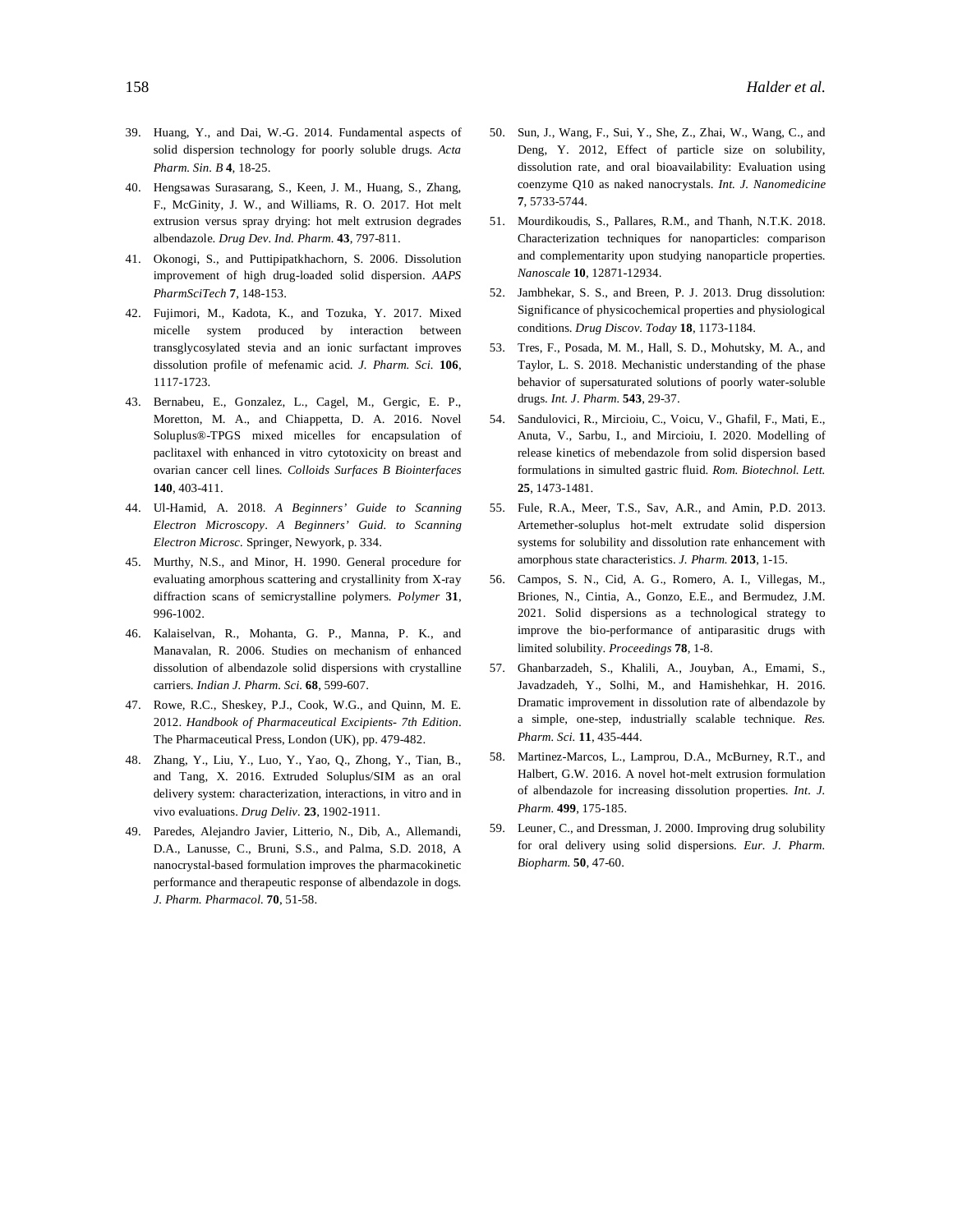39. Huang, Y., and Dai, W.-G. 2014. Fundamental aspects of solid dispersion technology for poorly soluble drugs. *Acta Pharm. Sin. B* **4**, 18-25.
40. Hengsawas Surasarang, S., Keen, J. M., Huang, S., Zhang, F., McGinity, J. W., and Williams, R. O. 2017. Hot melt extrusion versus spray drying: hot melt extrusion degrades albendazole. *Drug Dev. Ind. Pharm.* **43**, 797-811.
41. Okonogi, S., and Puttipipatkhachorn, S. 2006. Dissolution improvement of high drug-loaded solid dispersion. *AAPS PharmSciTech* **7**, 148-153.
42. Fujimori, M., Kadota, K., and Tozuka, Y. 2017. Mixed micelle system produced by interaction between transglycosylated stevia and an ionic surfactant improves dissolution profile of mefenamic acid. *J. Pharm. Sci.* **106**, 1117-1723.
43. Bernabeu, E., Gonzalez, L., Cagel, M., Gergic, E. P., Moretton, M. A., and Chiappetta, D. A. 2016. Novel Soluplus®-TPGS mixed micelles for encapsulation of paclitaxel with enhanced in vitro cytotoxicity on breast and ovarian cancer cell lines. *Colloids Surfaces B Biointerfaces* **140**, 403-411.
44. Ul-Hamid, A. 2018. *A Beginners' Guide to Scanning Electron Microscopy*. *A Beginners' Guid. to Scanning Electron Microsc.* Springer, Newyork, p. 334.
45. Murthy, N.S., and Minor, H. 1990. General procedure for evaluating amorphous scattering and crystallinity from X-ray diffraction scans of semicrystalline polymers. *Polymer* **31**, 996-1002.
46. Kalaiselvan, R., Mohanta, G. P., Manna, P. K., and Manavalan, R. 2006. Studies on mechanism of enhanced dissolution of albendazole solid dispersions with crystalline carriers. *Indian J. Pharm. Sci.* **68**, 599-607.
47. Rowe, R.C., Sheskey, P.J., Cook, W.G., and Quinn, M. E. 2012. *Handbook of Pharmaceutical Excipients- 7th Edition*. The Pharmaceutical Press, London (UK), pp. 479-482.
48. Zhang, Y., Liu, Y., Luo, Y., Yao, Q., Zhong, Y., Tian, B., and Tang, X. 2016. Extruded Soluplus/SIM as an oral delivery system: characterization, interactions, in vitro and in vivo evaluations. *Drug Deliv.* **23**, 1902-1911.
49. Paredes, Alejandro Javier, Litterio, N., Dib, A., Allemandi, D.A., Lanusse, C., Bruni, S.S., and Palma, S.D. 2018, A nanocrystal-based formulation improves the pharmacokinetic performance and therapeutic response of albendazole in dogs. *J. Pharm. Pharmacol.* **70**, 51-58.
50. Sun, J., Wang, F., Sui, Y., She, Z., Zhai, W., Wang, C., and Deng, Y. 2012, Effect of particle size on solubility, dissolution rate, and oral bioavailability: Evaluation using coenzyme Q10 as naked nanocrystals. *Int. J. Nanomedicine* **7**, 5733-5744.
51. Mourdikoudis, S., Pallares, R.M., and Thanh, N.T.K. 2018. Characterization techniques for nanoparticles: comparison and complementarity upon studying nanoparticle properties. *Nanoscale* **10**, 12871-12934.
52. Jambhekar, S. S., and Breen, P. J. 2013. Drug dissolution: Significance of physicochemical properties and physiological conditions. *Drug Discov. Today* **18**, 1173-1184.
53. Tres, F., Posada, M. M., Hall, S. D., Mohutsky, M. A., and Taylor, L. S. 2018. Mechanistic understanding of the phase behavior of supersaturated solutions of poorly water-soluble drugs. *Int. J. Pharm.* **543**, 29-37.
54. Sandulovici, R., Mircioiu, C., Voicu, V., Ghafil, F., Mati, E., Anuta, V., Sarbu, I., and Mircioiu, I. 2020. Modelling of release kinetics of mebendazole from solid dispersion based formulations in simulted gastric fluid. *Rom. Biotechnol. Lett.* **25**, 1473-1481.
55. Fule, R.A., Meer, T.S., Sav, A.R., and Amin, P.D. 2013. Artemether-soluplus hot-melt extrudate solid dispersion systems for solubility and dissolution rate enhancement with amorphous state characteristics. *J. Pharm.* **2013**, 1-15.
56. Campos, S. N., Cid, A. G., Romero, A. I., Villegas, M., Briones, N., Cintia, A., Gonzo, E.E., and Bermudez, J.M. 2021. Solid dispersions as a technological strategy to improve the bio-performance of antiparasitic drugs with limited solubility. *Proceedings* **78**, 1-8.
57. Ghanbarzadeh, S., Khalili, A., Jouyban, A., Emami, S., Javadzadeh, Y., Solhi, M., and Hamishehkar, H. 2016. Dramatic improvement in dissolution rate of albendazole by a simple, one-step, industrially scalable technique. *Res. Pharm. Sci.* **11**, 435-444.
58. Martinez-Marcos, L., Lamprou, D.A., McBurney, R.T., and Halbert, G.W. 2016. A novel hot-melt extrusion formulation of albendazole for increasing dissolution properties. *Int. J. Pharm.* **499**, 175-185.
59. Leuner, C., and Dressman, J. 2000. Improving drug solubility for oral delivery using solid dispersions. *Eur. J. Pharm. Biopharm.* **50**, 47-60.